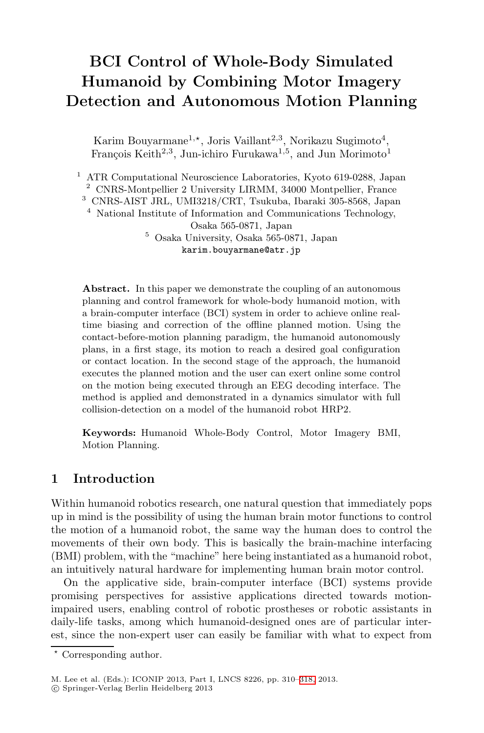# BCI Control of Whole-Body Simulated Humanoid by Combining Motor Imagery Detection and Autonomous Motion Planning

Karim Bouyarmane[1,⋆], Joris Vaillant[2,3], Norikazu Sugimoto[4], François Keith[2,3], Jun-ichiro Furukawa[1,5], and Jun Morimoto[1]

[1] ATR Computational Neuroscience Laboratories, Kyoto 619-0288, Japan
[2] CNRS-Montpellier 2 University LIRMM, 34000 Montpellier, France
[3] CNRS-AIST JRL, UMI3218/CRT, Tsukuba, Ibaraki 305-8568, Japan
[4] National Institute of Information and Communications Technology, Osaka 565-0871, Japan
[5] Osaka University, Osaka 565-0871, Japan
karim.bouyarmane@atr.jp

**Abstract.** In this paper we demonstrate the coupling of an autonomous planning and control framework for whole-body humanoid motion, with a brain-computer interface (BCI) system in order to achieve online real-time biasing and correction of the offline planned motion. Using the contact-before-motion planning paradigm, the humanoid autonomously plans, in a first stage, its motion to reach a desired goal configuration or contact location. In the second stage of the approach, the humanoid executes the planned motion and the user can exert online some control on the motion being executed through an EEG decoding interface. The method is applied and demonstrated in a dynamics simulator with full collision-detection on a model of the humanoid robot HRP2.

**Keywords:** Humanoid Whole-Body Control, Motor Imagery BMI, Motion Planning.

## 1 Introduction

Within humanoid robotics research, one natural question that immediately pops up in mind is the possibility of using the human brain motor functions to control the motion of a humanoid robot, the same way the human does to control the movements of their own body. This is basically the brain-machine interfacing (BMI) problem, with the "machine" here being instantiated as a humanoid robot, an intuitively natural hardware for implementing human brain motor control.

On the applicative side, brain-computer interface (BCI) systems provide promising perspectives for assistive applications directed towards motion-impaired users, enabling control of robotic prostheses or robotic assistants in daily-life tasks, among which humanoid-designed ones are of particular interest, since the non-expert user can easily be familiar with what to expect from

⋆ Corresponding author.

M. Lee et al. (Eds.): ICONIP 2013, Part I, LNCS 8226, pp. 310–318, 2013.
© Springer-Verlag Berlin Heidelberg 2013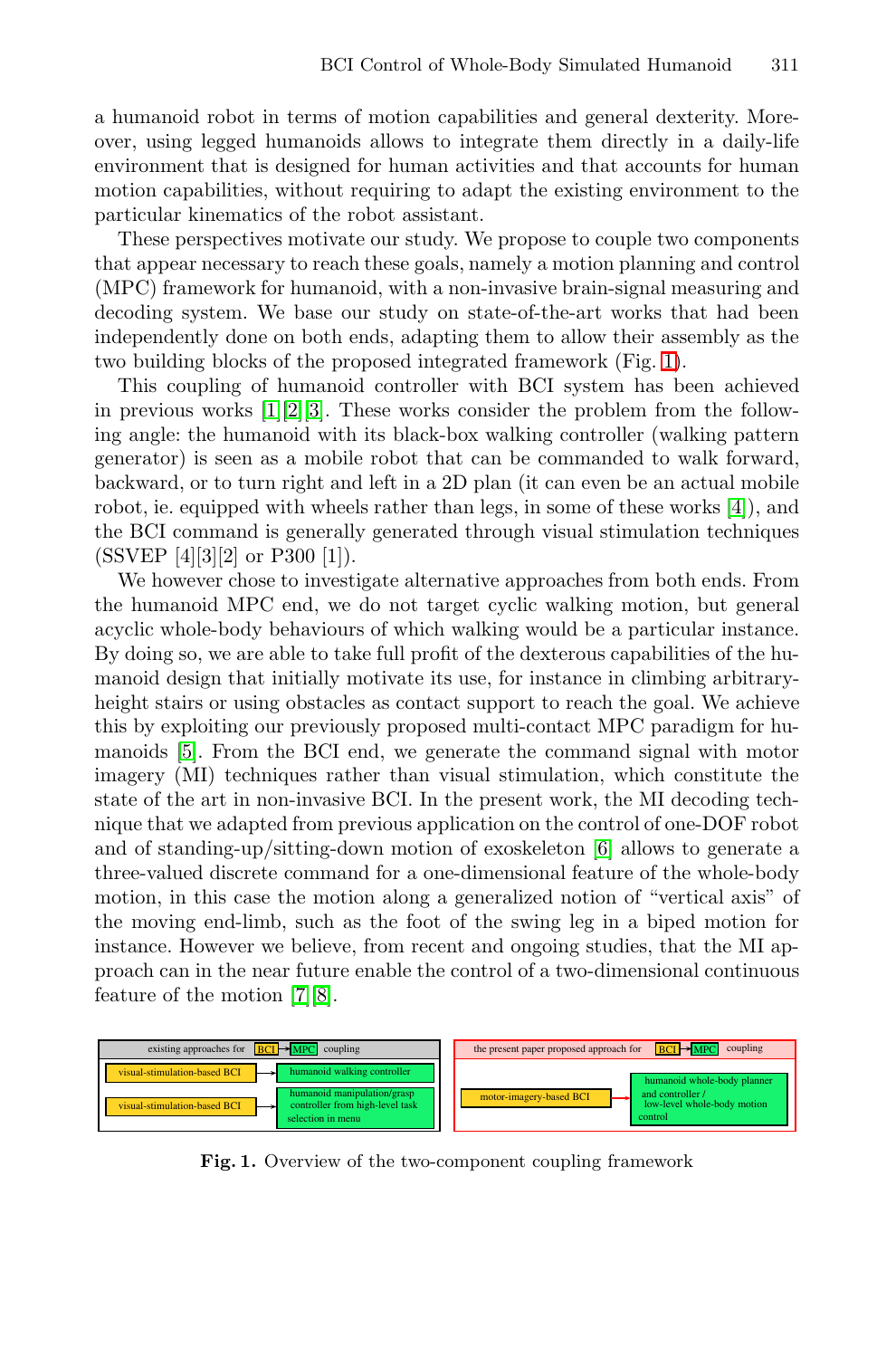a humanoid robot in terms of motion capabilities and general dexterity. Moreover, using legged humanoids allows to integrate them directly in a daily-life environment that is designed for human activities and that accounts for human motion capabilities, without requiring to adapt the existing environment to the particular kinematics of the robot assistant.

These perspectives motivate our study. We propose to couple two components that appear necessary to reach these goals, namely a motion planning and control (MPC) framework for humanoid, with a non-invasive brain-signal measuring and decoding system. We base our study on state-of-the-art works that had been independently done on both ends, adapting them to allow their assembly as the two building blocks of the proposed integrated framework (Fig. 1).

This coupling of humanoid controller with BCI system has been achieved in previous works [1][2][3]. These works consider the problem from the following angle: the humanoid with its black-box walking controller (walking pattern generator) is seen as a mobile robot that can be commanded to walk forward, backward, or to turn right and left in a 2D plan (it can even be an actual mobile robot, ie. equipped with wheels rather than legs, in some of these works [4]), and the BCI command is generally generated through visual stimulation techniques (SSVEP [4][3][2] or P300 [1]).

We however chose to investigate alternative approaches from both ends. From the humanoid MPC end, we do not target cyclic walking motion, but general acyclic whole-body behaviours of which walking would be a particular instance. By doing so, we are able to take full profit of the dexterous capabilities of the humanoid design that initially motivate its use, for instance in climbing arbitrary-height stairs or using obstacles as contact support to reach the goal. We achieve this by exploiting our previously proposed multi-contact MPC paradigm for humanoids [5]. From the BCI end, we generate the command signal with motor imagery (MI) techniques rather than visual stimulation, which constitute the state of the art in non-invasive BCI. In the present work, the MI decoding technique that we adapted from previous application on the control of one-DOF robot and of standing-up/sitting-down motion of exoskeleton [6] allows to generate a three-valued discrete command for a one-dimensional feature of the whole-body motion, in this case the motion along a generalized notion of "vertical axis" of the moving end-limb, such as the foot of the swing leg in a biped motion for instance. However we believe, from recent and ongoing studies, that the MI approach can in the near future enable the control of a two-dimensional continuous feature of the motion [7][8].

existing approaches for BCI → MPC coupling
- visual-stimulation-based BCI → humanoid walking controller
- visual-stimulation-based BCI → humanoid manipulation/grasp controller from high-level task selection in menu

the present paper proposed approach for BCI → MPC coupling
- motor-imagery-based BCI → humanoid whole-body planner and controller / low-level whole-body motion control

**Fig. 1.** Overview of the two-component coupling framework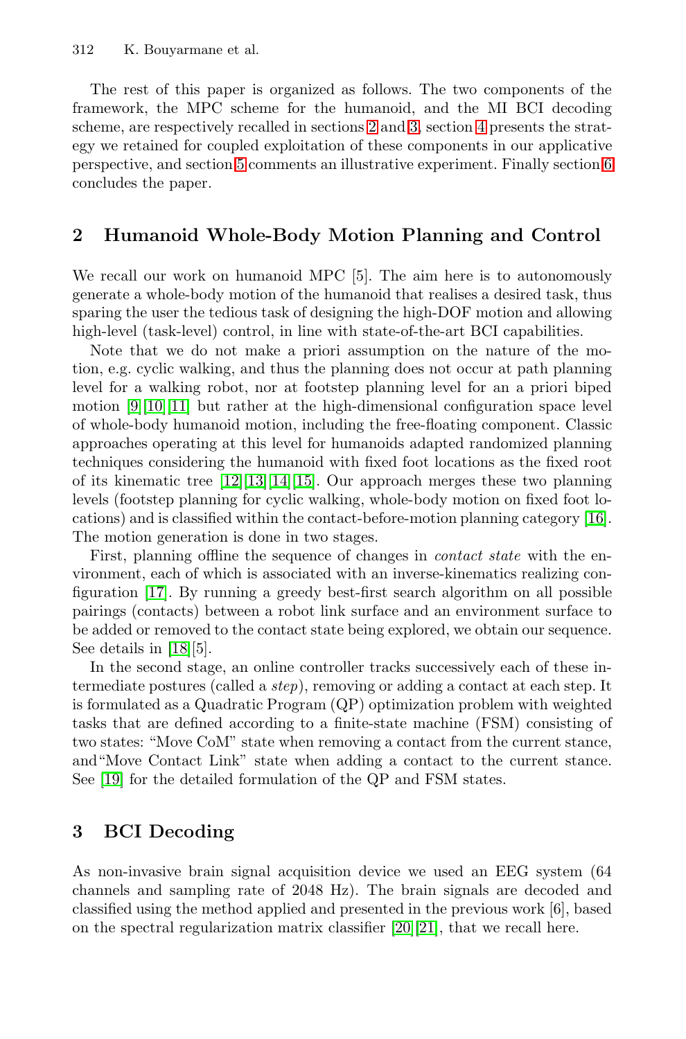The rest of this paper is organized as follows. The two components of the framework, the MPC scheme for the humanoid, and the MI BCI decoding scheme, are respectively recalled in sections 2 and 3, section 4 presents the strategy we retained for coupled exploitation of these components in our applicative perspective, and section 5 comments an illustrative experiment. Finally section 6 concludes the paper.

## 2 Humanoid Whole-Body Motion Planning and Control

We recall our work on humanoid MPC [5]. The aim here is to autonomously generate a whole-body motion of the humanoid that realises a desired task, thus sparing the user the tedious task of designing the high-DOF motion and allowing high-level (task-level) control, in line with state-of-the-art BCI capabilities.

Note that we do not make a priori assumption on the nature of the motion, e.g. cyclic walking, and thus the planning does not occur at path planning level for a walking robot, nor at footstep planning level for an a priori biped motion [9][10][11] but rather at the high-dimensional configuration space level of whole-body humanoid motion, including the free-floating component. Classic approaches operating at this level for humanoids adapted randomized planning techniques considering the humanoid with fixed foot locations as the fixed root of its kinematic tree [12][13][14][15]. Our approach merges these two planning levels (footstep planning for cyclic walking, whole-body motion on fixed foot locations) and is classified within the contact-before-motion planning category [16]. The motion generation is done in two stages.

First, planning offline the sequence of changes in *contact state* with the environment, each of which is associated with an inverse-kinematics realizing configuration [17]. By running a greedy best-first search algorithm on all possible pairings (contacts) between a robot link surface and an environment surface to be added or removed to the contact state being explored, we obtain our sequence. See details in [18][5].

In the second stage, an online controller tracks successively each of these intermediate postures (called a *step*), removing or adding a contact at each step. It is formulated as a Quadratic Program (QP) optimization problem with weighted tasks that are defined according to a finite-state machine (FSM) consisting of two states: "Move CoM" state when removing a contact from the current stance, and "Move Contact Link" state when adding a contact to the current stance. See [19] for the detailed formulation of the QP and FSM states.

## 3 BCI Decoding

As non-invasive brain signal acquisition device we used an EEG system (64 channels and sampling rate of 2048 Hz). The brain signals are decoded and classified using the method applied and presented in the previous work [6], based on the spectral regularization matrix classifier [20][21], that we recall here.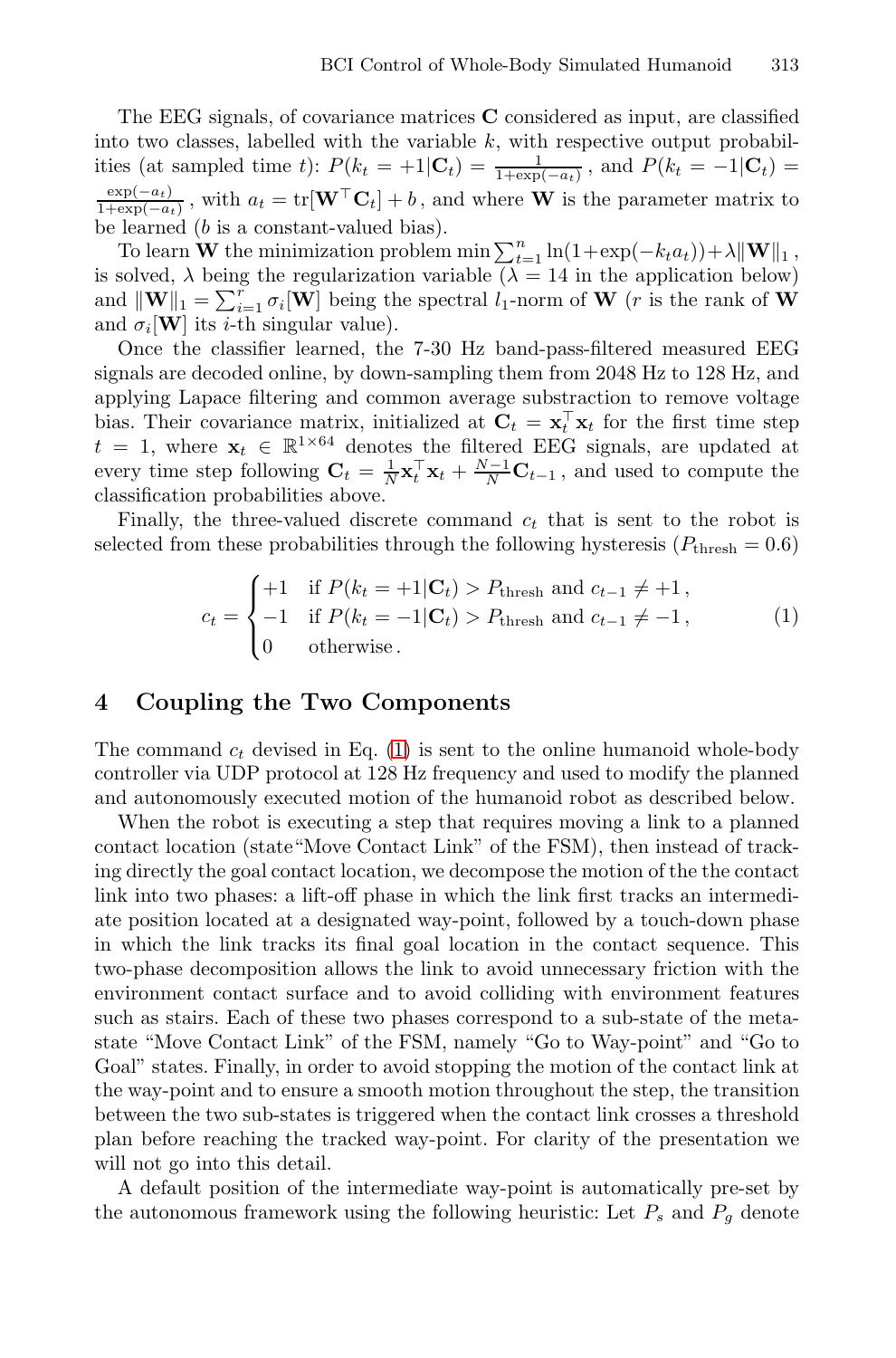The EEG signals, of covariance matrices $\mathbf{C}$ considered as input, are classified into two classes, labelled with the variable $k$, with respective output probabilities (at sampled time $t$): $P(k_t = +1|\mathbf{C}_t) = \frac{1}{1+\exp(-a_t)}$, and $P(k_t = -1|\mathbf{C}_t) = \frac{\exp(-a_t)}{1+\exp(-a_t)}$, with $a_t = \mathrm{tr}[\mathbf{W}^\top \mathbf{C}_t] + b$, and where $\mathbf{W}$ is the parameter matrix to be learned ($b$ is a constant-valued bias).

To learn $\mathbf{W}$ the minimization problem $\min \sum_{t=1}^{n} \ln(1+\exp(-k_t a_t)) + \lambda \|\mathbf{W}\|_1$, is solved, $\lambda$ being the regularization variable ($\lambda = 14$ in the application below) and $\|\mathbf{W}\|_1 = \sum_{i=1}^{r} \sigma_i[\mathbf{W}]$ being the spectral $l_1$-norm of $\mathbf{W}$ ($r$ is the rank of $\mathbf{W}$ and $\sigma_i[\mathbf{W}]$ its $i$-th singular value).

Once the classifier learned, the 7-30 Hz band-pass-filtered measured EEG signals are decoded online, by down-sampling them from 2048 Hz to 128 Hz, and applying Lapace filtering and common average substraction to remove voltage bias. Their covariance matrix, initialized at $\mathbf{C}_t = \mathbf{x}_t^\top \mathbf{x}_t$ for the first time step $t = 1$, where $\mathbf{x}_t \in \mathbb{R}^{1\times 64}$ denotes the filtered EEG signals, are updated at every time step following $\mathbf{C}_t = \frac{1}{N}\mathbf{x}_t^\top \mathbf{x}_t + \frac{N-1}{N}\mathbf{C}_{t-1}$, and used to compute the classification probabilities above.

Finally, the three-valued discrete command $c_t$ that is sent to the robot is selected from these probabilities through the following hysteresis ($P_{\text{thresh}} = 0.6$)

$$
c_t = \begin{cases} +1 & \text{if } P(k_t = +1|\mathbf{C}_t) > P_{\text{thresh}} \text{ and } c_{t-1} \neq +1\,, \\ -1 & \text{if } P(k_t = -1|\mathbf{C}_t) > P_{\text{thresh}} \text{ and } c_{t-1} \neq -1\,, \\ 0 & \text{otherwise}\,. \end{cases} \tag{1}
$$

## 4 Coupling the Two Components

The command $c_t$ devised in Eq. (1) is sent to the online humanoid whole-body controller via UDP protocol at 128 Hz frequency and used to modify the planned and autonomously executed motion of the humanoid robot as described below.

When the robot is executing a step that requires moving a link to a planned contact location (state"Move Contact Link" of the FSM), then instead of tracking directly the goal contact location, we decompose the motion of the the contact link into two phases: a lift-off phase in which the link first tracks an intermediate position located at a designated way-point, followed by a touch-down phase in which the link tracks its final goal location in the contact sequence. This two-phase decomposition allows the link to avoid unnecessary friction with the environment contact surface and to avoid colliding with environment features such as stairs. Each of these two phases correspond to a sub-state of the meta-state "Move Contact Link" of the FSM, namely "Go to Way-point" and "Go to Goal" states. Finally, in order to avoid stopping the motion of the contact link at the way-point and to ensure a smooth motion throughout the step, the transition between the two sub-states is triggered when the contact link crosses a threshold plan before reaching the tracked way-point. For clarity of the presentation we will not go into this detail.

A default position of the intermediate way-point is automatically pre-set by the autonomous framework using the following heuristic: Let $P_s$ and $P_g$ denote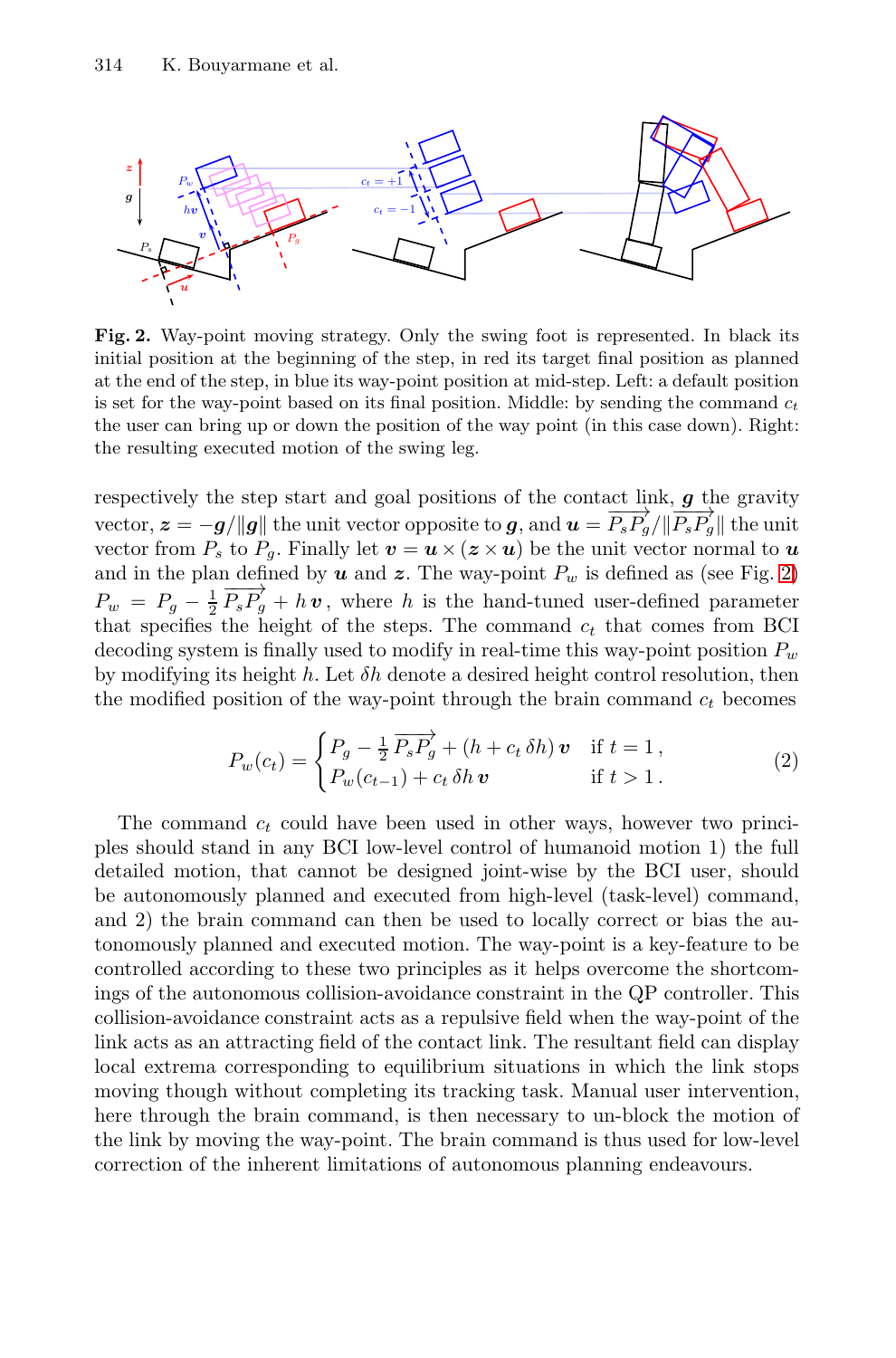**Fig. 2.** Way-point moving strategy. Only the swing foot is represented. In black its initial position at the beginning of the step, in red its target final position as planned at the end of the step, in blue its way-point position at mid-step. Left: a default position is set for the way-point based on its final position. Middle: by sending the command $c_t$ the user can bring up or down the position of the way point (in this case down). Right: the resulting executed motion of the swing leg.

respectively the step start and goal positions of the contact link, $\boldsymbol{g}$ the gravity vector, $\boldsymbol{z} = -\boldsymbol{g}/\|\boldsymbol{g}\|$ the unit vector opposite to $\boldsymbol{g}$, and $\boldsymbol{u} = \overrightarrow{P_s P_g}/\|\overrightarrow{P_s P_g}\|$ the unit vector from $P_s$ to $P_g$. Finally let $\boldsymbol{v} = \boldsymbol{u} \times (\boldsymbol{z} \times \boldsymbol{u})$ be the unit vector normal to $\boldsymbol{u}$ and in the plan defined by $\boldsymbol{u}$ and $\boldsymbol{z}$. The way-point $P_w$ is defined as (see Fig. 2) $P_w = P_g - \frac{1}{2}\overrightarrow{P_s P_g} + h\,\boldsymbol{v}$, where $h$ is the hand-tuned user-defined parameter that specifies the height of the steps. The command $c_t$ that comes from BCI decoding system is finally used to modify in real-time this way-point position $P_w$ by modifying its height $h$. Let $\delta h$ denote a desired height control resolution, then the modified position of the way-point through the brain command $c_t$ becomes

$$P_w(c_t) = \begin{cases} P_g - \frac{1}{2}\overrightarrow{P_s P_g} + (h + c_t\,\delta h)\,\boldsymbol{v} & \text{if } t = 1\,, \\ P_w(c_{t-1}) + c_t\,\delta h\,\boldsymbol{v} & \text{if } t > 1\,. \end{cases} \tag{2}$$

The command $c_t$ could have been used in other ways, however two principles should stand in any BCI low-level control of humanoid motion 1) the full detailed motion, that cannot be designed joint-wise by the BCI user, should be autonomously planned and executed from high-level (task-level) command, and 2) the brain command can then be used to locally correct or bias the autonomously planned and executed motion. The way-point is a key-feature to be controlled according to these two principles as it helps overcome the shortcomings of the autonomous collision-avoidance constraint in the QP controller. This collision-avoidance constraint acts as a repulsive field when the way-point of the link acts as an attracting field of the contact link. The resultant field can display local extrema corresponding to equilibrium situations in which the link stops moving though without completing its tracking task. Manual user intervention, here through the brain command, is then necessary to un-block the motion of the link by moving the way-point. The brain command is thus used for low-level correction of the inherent limitations of autonomous planning endeavours.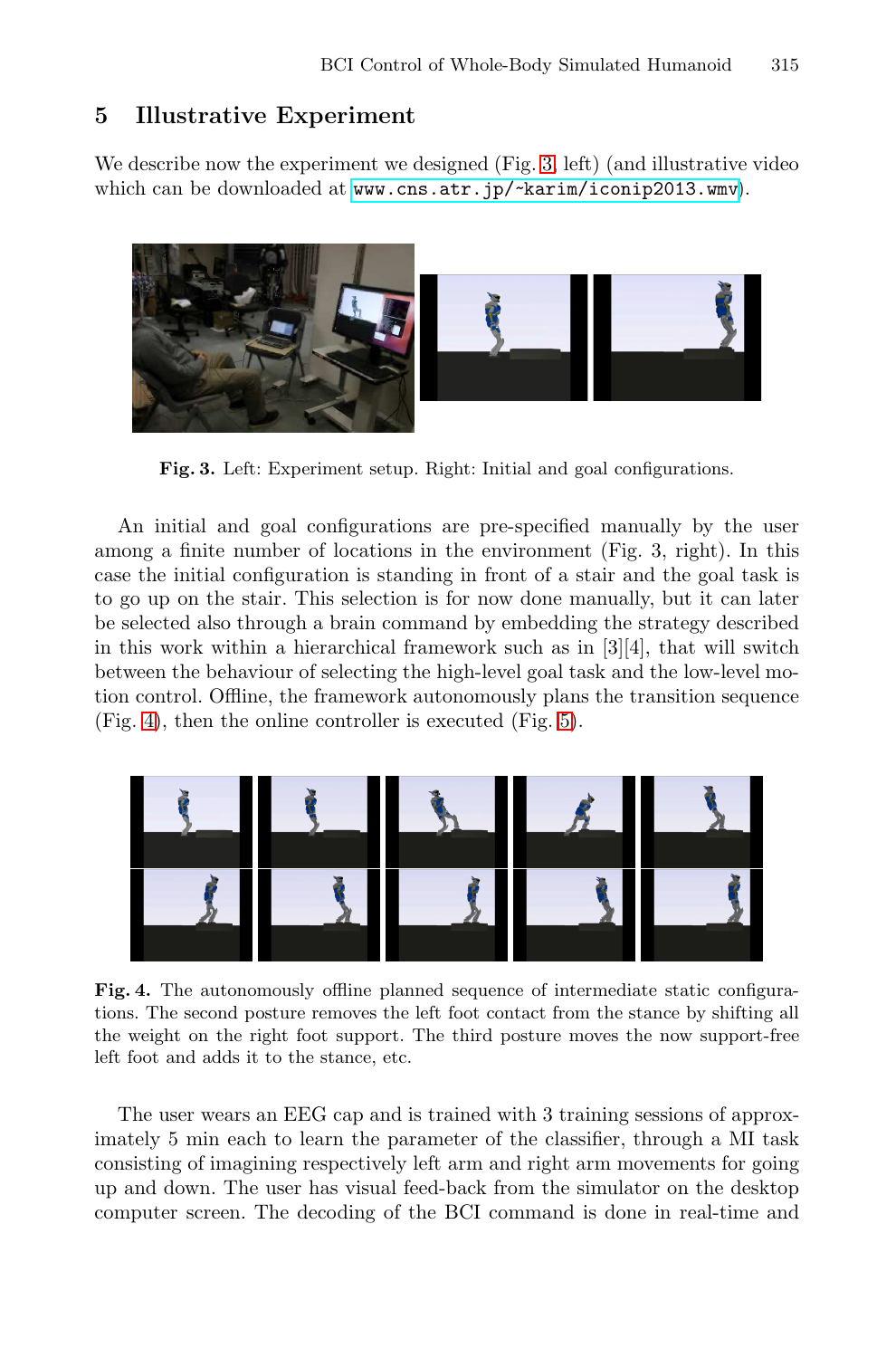## 5 Illustrative Experiment

We describe now the experiment we designed (Fig. 3, left) (and illustrative video which can be downloaded at www.cns.atr.jp/~karim/iconip2013.wmv).

**Fig. 3.** Left: Experiment setup. Right: Initial and goal configurations.

An initial and goal configurations are pre-specified manually by the user among a finite number of locations in the environment (Fig. 3, right). In this case the initial configuration is standing in front of a stair and the goal task is to go up on the stair. This selection is for now done manually, but it can later be selected also through a brain command by embedding the strategy described in this work within a hierarchical framework such as in [3][4], that will switch between the behaviour of selecting the high-level goal task and the low-level motion control. Offline, the framework autonomously plans the transition sequence (Fig. 4), then the online controller is executed (Fig. 5).

**Fig. 4.** The autonomously offline planned sequence of intermediate static configurations. The second posture removes the left foot contact from the stance by shifting all the weight on the right foot support. The third posture moves the now support-free left foot and adds it to the stance, etc.

The user wears an EEG cap and is trained with 3 training sessions of approximately 5 min each to learn the parameter of the classifier, through a MI task consisting of imagining respectively left arm and right arm movements for going up and down. The user has visual feed-back from the simulator on the desktop computer screen. The decoding of the BCI command is done in real-time and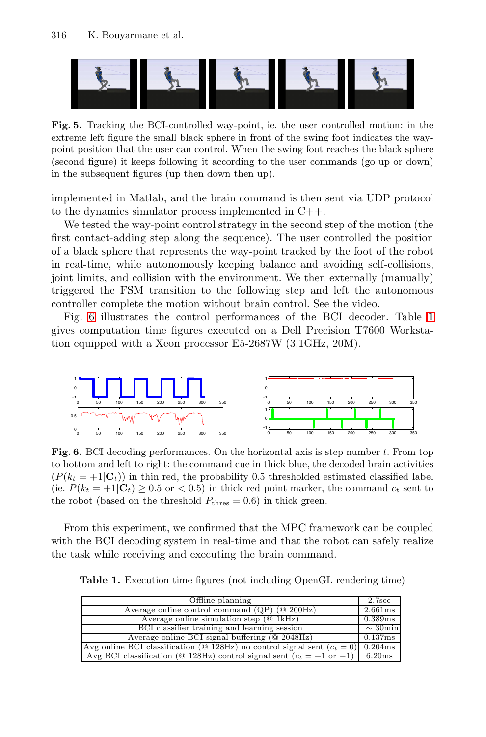**Fig. 5.** Tracking the BCI-controlled way-point, ie. the user controlled motion: in the extreme left figure the small black sphere in front of the swing foot indicates the way-point position that the user can control. When the swing foot reaches the black sphere (second figure) it keeps following it according to the user commands (go up or down) in the subsequent figures (up then down then up).

implemented in Matlab, and the brain command is then sent via UDP protocol to the dynamics simulator process implemented in C++.

We tested the way-point control strategy in the second step of the motion (the first contact-adding step along the sequence). The user controlled the position of a black sphere that represents the way-point tracked by the foot of the robot in real-time, while autonomously keeping balance and avoiding self-collisions, joint limits, and collision with the environment. We then externally (manually) triggered the FSM transition to the following step and left the autonomous controller complete the motion without brain control. See the video.

Fig. 6 illustrates the control performances of the BCI decoder. Table 1 gives computation time figures executed on a Dell Precision T7600 Workstation equipped with a Xeon processor E5-2687W (3.1GHz, 20M).

**Fig. 6.** BCI decoding performances. On the horizontal axis is step number $t$. From top to bottom and left to right: the command cue in thick blue, the decoded brain activities ($P(k_t = +1|\mathbf{C}_t)$) in thin red, the probability 0.5 thresholded estimated classified label (ie. $P(k_t = +1|\mathbf{C}_t) \geq 0.5$ or $< 0.5$) in thick red point marker, the command $c_t$ sent to the robot (based on the threshold $P_{\text{thres}} = 0.6$) in thick green.

From this experiment, we confirmed that the MPC framework can be coupled with the BCI decoding system in real-time and that the robot can safely realize the task while receiving and executing the brain command.

**Table 1.** Execution time figures (not including OpenGL rendering time)

| Offline planning | 2.7sec |
|---|---|
| Average online control command (QP) (@ 200Hz) | 2.661ms |
| Average online simulation step (@ 1kHz) | 0.389ms |
| BCI classifier training and learning session | $\sim$ 30min |
| Average online BCI signal buffering (@ 2048Hz) | 0.137ms |
| Avg online BCI classification (@ 128Hz) no control signal sent ($c_t = 0$) | 0.204ms |
| Avg BCI classification (@ 128Hz) control signal sent ($c_t = +1$ or $-1$) | 6.20ms |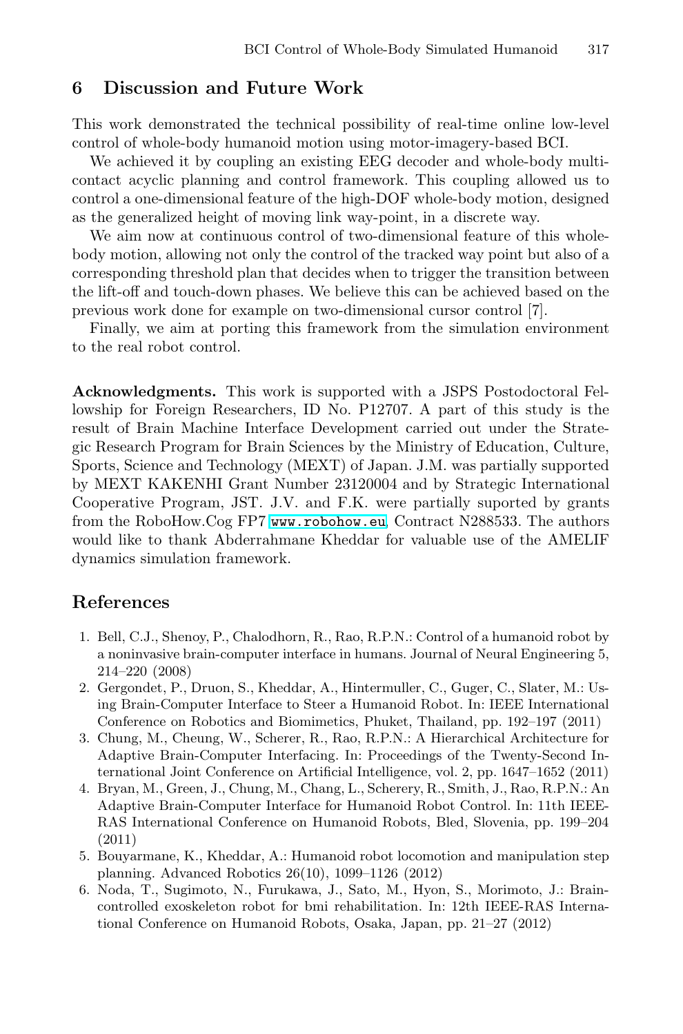## 6 Discussion and Future Work

This work demonstrated the technical possibility of real-time online low-level control of whole-body humanoid motion using motor-imagery-based BCI.

We achieved it by coupling an existing EEG decoder and whole-body multi-contact acyclic planning and control framework. This coupling allowed us to control a one-dimensional feature of the high-DOF whole-body motion, designed as the generalized height of moving link way-point, in a discrete way.

We aim now at continuous control of two-dimensional feature of this whole-body motion, allowing not only the control of the tracked way point but also of a corresponding threshold plan that decides when to trigger the transition between the lift-off and touch-down phases. We believe this can be achieved based on the previous work done for example on two-dimensional cursor control [7].

Finally, we aim at porting this framework from the simulation environment to the real robot control.

**Acknowledgments.** This work is supported with a JSPS Postodoctoral Fellowship for Foreign Researchers, ID No. P12707. A part of this study is the result of Brain Machine Interface Development carried out under the Strategic Research Program for Brain Sciences by the Ministry of Education, Culture, Sports, Science and Technology (MEXT) of Japan. J.M. was partially supported by MEXT KAKENHI Grant Number 23120004 and by Strategic International Cooperative Program, JST. J.V. and F.K. were partially suported by grants from the RoboHow.Cog FP7 www.robohow.eu, Contract N288533. The authors would like to thank Abderrahmane Kheddar for valuable use of the AMELIF dynamics simulation framework.

## References

1. Bell, C.J., Shenoy, P., Chalodhorn, R., Rao, R.P.N.: Control of a humanoid robot by a noninvasive brain-computer interface in humans. Journal of Neural Engineering 5, 214–220 (2008)
2. Gergondet, P., Druon, S., Kheddar, A., Hintermuller, C., Guger, C., Slater, M.: Using Brain-Computer Interface to Steer a Humanoid Robot. In: IEEE International Conference on Robotics and Biomimetics, Phuket, Thailand, pp. 192–197 (2011)
3. Chung, M., Cheung, W., Scherer, R., Rao, R.P.N.: A Hierarchical Architecture for Adaptive Brain-Computer Interfacing. In: Proceedings of the Twenty-Second International Joint Conference on Artificial Intelligence, vol. 2, pp. 1647–1652 (2011)
4. Bryan, M., Green, J., Chung, M., Chang, L., Scherery, R., Smith, J., Rao, R.P.N.: An Adaptive Brain-Computer Interface for Humanoid Robot Control. In: 11th IEEE-RAS International Conference on Humanoid Robots, Bled, Slovenia, pp. 199–204 (2011)
5. Bouyarmane, K., Kheddar, A.: Humanoid robot locomotion and manipulation step planning. Advanced Robotics 26(10), 1099–1126 (2012)
6. Noda, T., Sugimoto, N., Furukawa, J., Sato, M., Hyon, S., Morimoto, J.: Brain-controlled exoskeleton robot for bmi rehabilitation. In: 12th IEEE-RAS International Conference on Humanoid Robots, Osaka, Japan, pp. 21–27 (2012)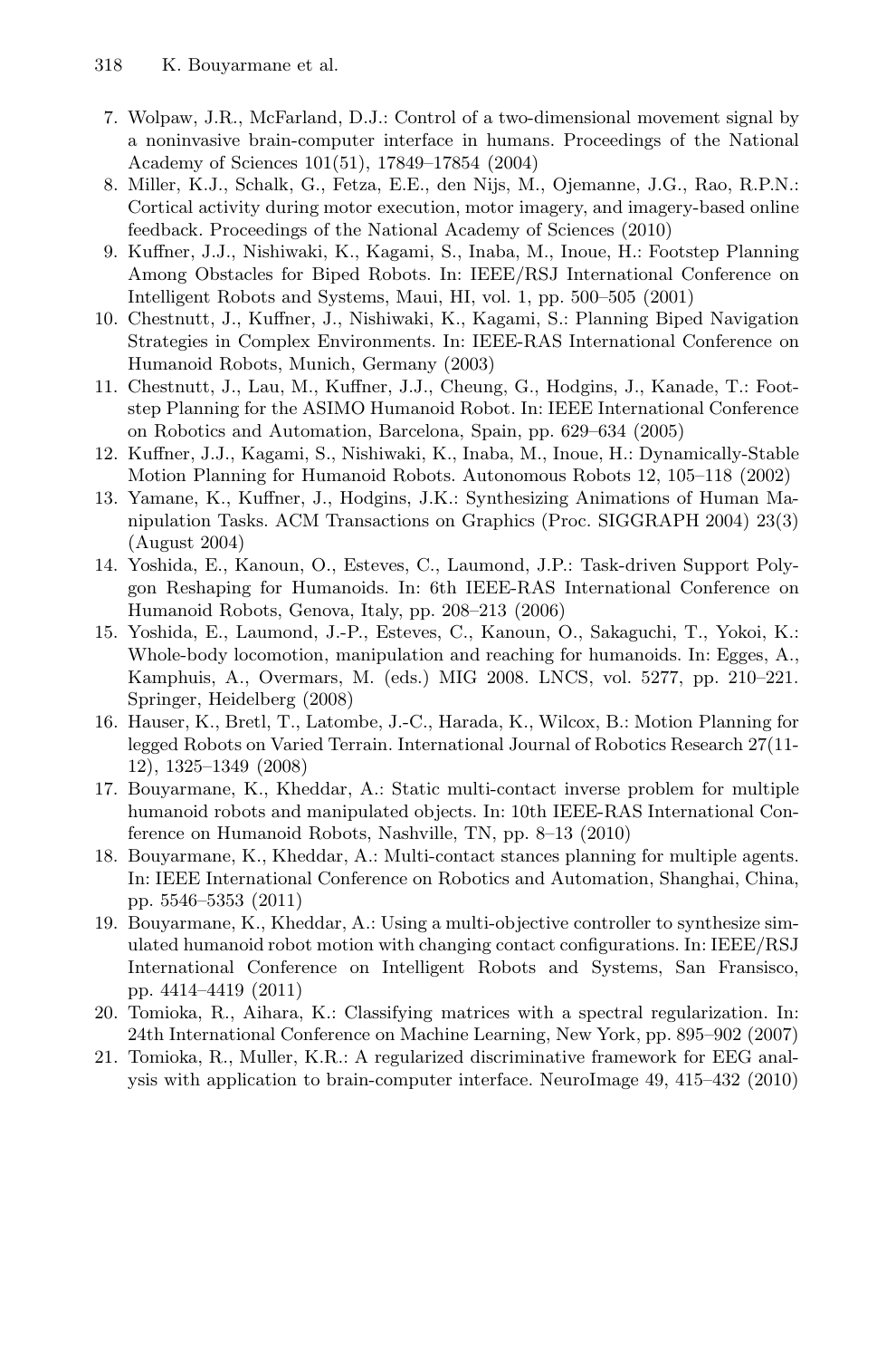7. Wolpaw, J.R., McFarland, D.J.: Control of a two-dimensional movement signal by a noninvasive brain-computer interface in humans. Proceedings of the National Academy of Sciences 101(51), 17849–17854 (2004)
8. Miller, K.J., Schalk, G., Fetza, E.E., den Nijs, M., Ojemanne, J.G., Rao, R.P.N.: Cortical activity during motor execution, motor imagery, and imagery-based online feedback. Proceedings of the National Academy of Sciences (2010)
9. Kuffner, J.J., Nishiwaki, K., Kagami, S., Inaba, M., Inoue, H.: Footstep Planning Among Obstacles for Biped Robots. In: IEEE/RSJ International Conference on Intelligent Robots and Systems, Maui, HI, vol. 1, pp. 500–505 (2001)
10. Chestnutt, J., Kuffner, J., Nishiwaki, K., Kagami, S.: Planning Biped Navigation Strategies in Complex Environments. In: IEEE-RAS International Conference on Humanoid Robots, Munich, Germany (2003)
11. Chestnutt, J., Lau, M., Kuffner, J.J., Cheung, G., Hodgins, J., Kanade, T.: Footstep Planning for the ASIMO Humanoid Robot. In: IEEE International Conference on Robotics and Automation, Barcelona, Spain, pp. 629–634 (2005)
12. Kuffner, J.J., Kagami, S., Nishiwaki, K., Inaba, M., Inoue, H.: Dynamically-Stable Motion Planning for Humanoid Robots. Autonomous Robots 12, 105–118 (2002)
13. Yamane, K., Kuffner, J., Hodgins, J.K.: Synthesizing Animations of Human Manipulation Tasks. ACM Transactions on Graphics (Proc. SIGGRAPH 2004) 23(3) (August 2004)
14. Yoshida, E., Kanoun, O., Esteves, C., Laumond, J.P.: Task-driven Support Polygon Reshaping for Humanoids. In: 6th IEEE-RAS International Conference on Humanoid Robots, Genova, Italy, pp. 208–213 (2006)
15. Yoshida, E., Laumond, J.-P., Esteves, C., Kanoun, O., Sakaguchi, T., Yokoi, K.: Whole-body locomotion, manipulation and reaching for humanoids. In: Egges, A., Kamphuis, A., Overmars, M. (eds.) MIG 2008. LNCS, vol. 5277, pp. 210–221. Springer, Heidelberg (2008)
16. Hauser, K., Bretl, T., Latombe, J.-C., Harada, K., Wilcox, B.: Motion Planning for legged Robots on Varied Terrain. International Journal of Robotics Research 27(11-12), 1325–1349 (2008)
17. Bouyarmane, K., Kheddar, A.: Static multi-contact inverse problem for multiple humanoid robots and manipulated objects. In: 10th IEEE-RAS International Conference on Humanoid Robots, Nashville, TN, pp. 8–13 (2010)
18. Bouyarmane, K., Kheddar, A.: Multi-contact stances planning for multiple agents. In: IEEE International Conference on Robotics and Automation, Shanghai, China, pp. 5546–5353 (2011)
19. Bouyarmane, K., Kheddar, A.: Using a multi-objective controller to synthesize simulated humanoid robot motion with changing contact configurations. In: IEEE/RSJ International Conference on Intelligent Robots and Systems, San Fransisco, pp. 4414–4419 (2011)
20. Tomioka, R., Aihara, K.: Classifying matrices with a spectral regularization. In: 24th International Conference on Machine Learning, New York, pp. 895–902 (2007)
21. Tomioka, R., Muller, K.R.: A regularized discriminative framework for EEG analysis with application to brain-computer interface. NeuroImage 49, 415–432 (2010)